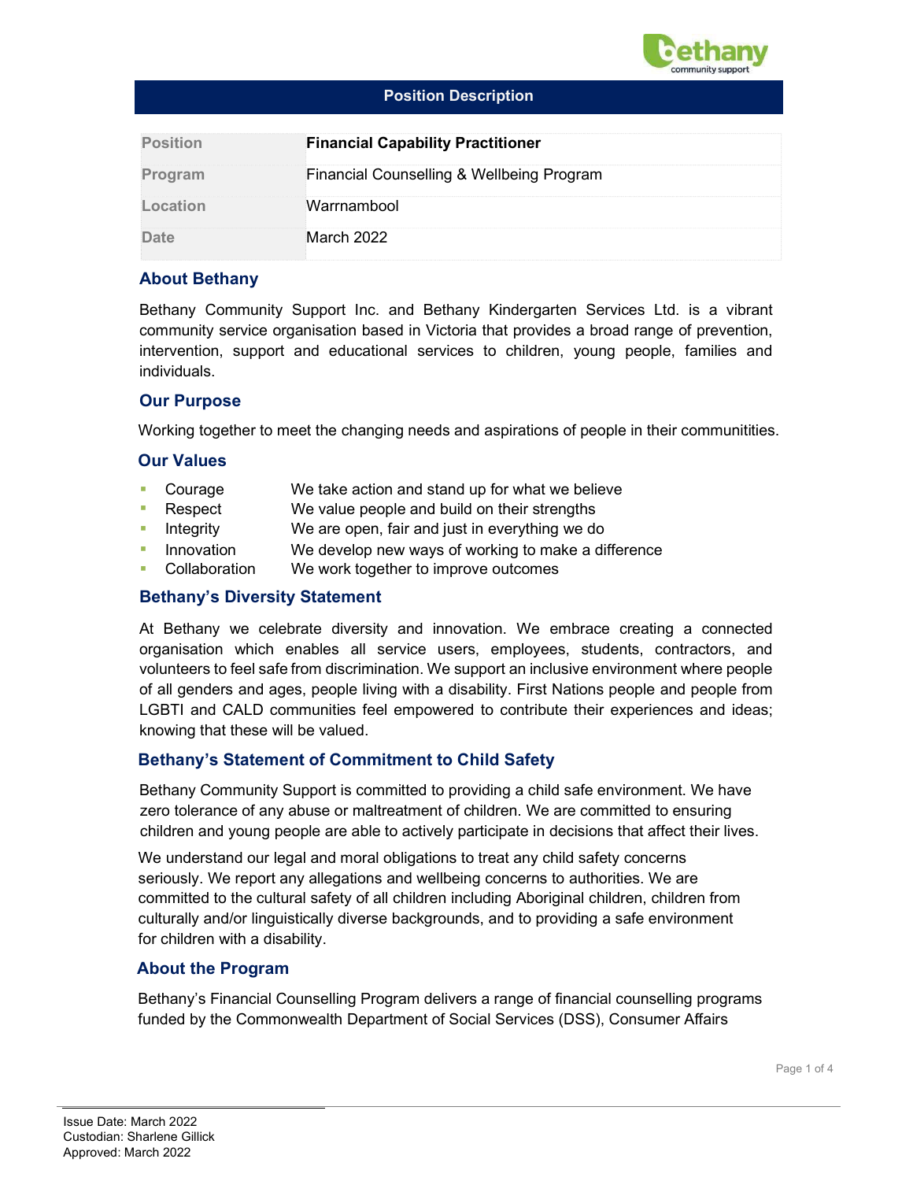## Position Description

| Position | **Financial Capability Practitioner** |
|---|---|
| Program | Financial Counselling & Wellbeing Program |
| Location | Warrnambool |
| Date | March 2022 |

### About Bethany

Bethany Community Support Inc. and Bethany Kindergarten Services Ltd. is a vibrant community service organisation based in Victoria that provides a broad range of prevention, intervention, support and educational services to children, young people, families and individuals.

### Our Purpose

Working together to meet the changing needs and aspirations of people in their communitities.

### Our Values

- Courage — We take action and stand up for what we believe
- Respect — We value people and build on their strengths
- Integrity — We are open, fair and just in everything we do
- Innovation — We develop new ways of working to make a difference
- Collaboration — We work together to improve outcomes

### Bethany's Diversity Statement

At Bethany we celebrate diversity and innovation. We embrace creating a connected organisation which enables all service users, employees, students, contractors, and volunteers to feel safe from discrimination. We support an inclusive environment where people of all genders and ages, people living with a disability. First Nations people and people from LGBTI and CALD communities feel empowered to contribute their experiences and ideas; knowing that these will be valued.

### Bethany's Statement of Commitment to Child Safety

Bethany Community Support is committed to providing a child safe environment. We have zero tolerance of any abuse or maltreatment of children. We are committed to ensuring children and young people are able to actively participate in decisions that affect their lives.

We understand our legal and moral obligations to treat any child safety concerns seriously. We report any allegations and wellbeing concerns to authorities. We are committed to the cultural safety of all children including Aboriginal children, children from culturally and/or linguistically diverse backgrounds, and to providing a safe environment for children with a disability.

### About the Program

Bethany's Financial Counselling Program delivers a range of financial counselling programs funded by the Commonwealth Department of Social Services (DSS), Consumer Affairs

Issue Date: March 2022
Custodian: Sharlene Gillick
Approved: March 2022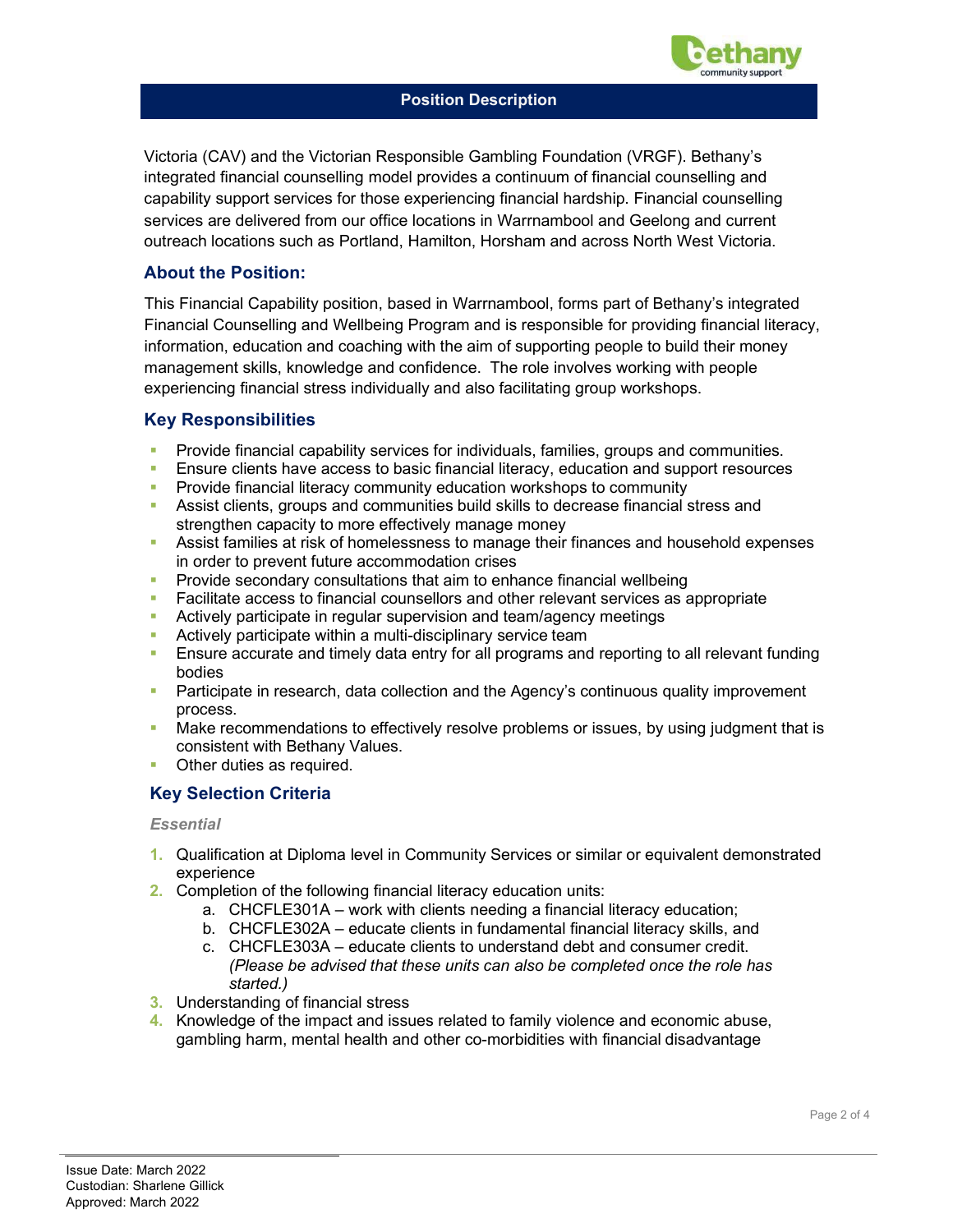Victoria (CAV) and the Victorian Responsible Gambling Foundation (VRGF). Bethany's integrated financial counselling model provides a continuum of financial counselling and capability support services for those experiencing financial hardship. Financial counselling services are delivered from our office locations in Warrnambool and Geelong and current outreach locations such as Portland, Hamilton, Horsham and across North West Victoria.

## About the Position:

This Financial Capability position, based in Warrnambool, forms part of Bethany's integrated Financial Counselling and Wellbeing Program and is responsible for providing financial literacy, information, education and coaching with the aim of supporting people to build their money management skills, knowledge and confidence. The role involves working with people experiencing financial stress individually and also facilitating group workshops.

## Key Responsibilities

- Provide financial capability services for individuals, families, groups and communities.
- Ensure clients have access to basic financial literacy, education and support resources
- Provide financial literacy community education workshops to community
- Assist clients, groups and communities build skills to decrease financial stress and strengthen capacity to more effectively manage money
- Assist families at risk of homelessness to manage their finances and household expenses in order to prevent future accommodation crises
- Provide secondary consultations that aim to enhance financial wellbeing
- Facilitate access to financial counsellors and other relevant services as appropriate
- Actively participate in regular supervision and team/agency meetings
- Actively participate within a multi-disciplinary service team
- Ensure accurate and timely data entry for all programs and reporting to all relevant funding bodies
- Participate in research, data collection and the Agency's continuous quality improvement process.
- Make recommendations to effectively resolve problems or issues, by using judgment that is consistent with Bethany Values.
- Other duties as required.

## Key Selection Criteria

### *Essential*

1. Qualification at Diploma level in Community Services or similar or equivalent demonstrated experience
2. Completion of the following financial literacy education units:
   a. CHCFLE301A – work with clients needing a financial literacy education;
   b. CHCFLE302A – educate clients in fundamental financial literacy skills, and
   c. CHCFLE303A – educate clients to understand debt and consumer credit. *(Please be advised that these units can also be completed once the role has started.)*
3. Understanding of financial stress
4. Knowledge of the impact and issues related to family violence and economic abuse, gambling harm, mental health and other co-morbidities with financial disadvantage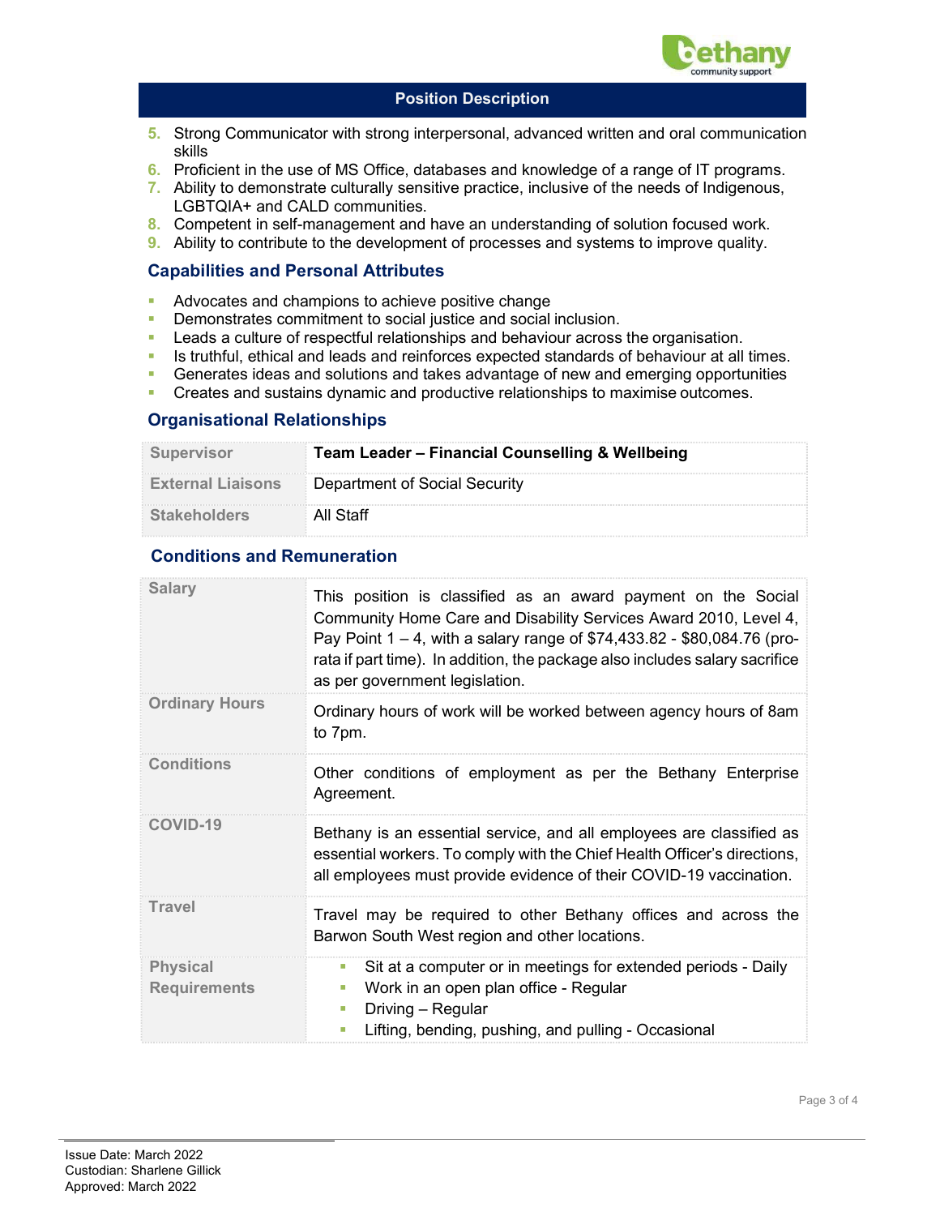5. Strong Communicator with strong interpersonal, advanced written and oral communication skills
6. Proficient in the use of MS Office, databases and knowledge of a range of IT programs.
7. Ability to demonstrate culturally sensitive practice, inclusive of the needs of Indigenous, LGBTQIA+ and CALD communities.
8. Competent in self-management and have an understanding of solution focused work.
9. Ability to contribute to the development of processes and systems to improve quality.

## Capabilities and Personal Attributes

- Advocates and champions to achieve positive change
- Demonstrates commitment to social justice and social inclusion.
- Leads a culture of respectful relationships and behaviour across the organisation.
- Is truthful, ethical and leads and reinforces expected standards of behaviour at all times.
- Generates ideas and solutions and takes advantage of new and emerging opportunities
- Creates and sustains dynamic and productive relationships to maximise outcomes.

## Organisational Relationships

| | |
|---|---|
| Supervisor | **Team Leader – Financial Counselling & Wellbeing** |
| External Liaisons | Department of Social Security |
| Stakeholders | All Staff |

## Conditions and Remuneration

| | |
|---|---|
| Salary | This position is classified as an award payment on the Social Community Home Care and Disability Services Award 2010, Level 4, Pay Point 1 – 4, with a salary range of $74,433.82 - $80,084.76 (pro-rata if part time). In addition, the package also includes salary sacrifice as per government legislation. |
| Ordinary Hours | Ordinary hours of work will be worked between agency hours of 8am to 7pm. |
| Conditions | Other conditions of employment as per the Bethany Enterprise Agreement. |
| COVID-19 | Bethany is an essential service, and all employees are classified as essential workers. To comply with the Chief Health Officer's directions, all employees must provide evidence of their COVID-19 vaccination. |
| Travel | Travel may be required to other Bethany offices and across the Barwon South West region and other locations. |
| Physical Requirements | - Sit at a computer or in meetings for extended periods - Daily<br>- Work in an open plan office - Regular<br>- Driving – Regular<br>- Lifting, bending, pushing, and pulling - Occasional |

Issue Date: March 2022
Custodian: Sharlene Gillick
Approved: March 2022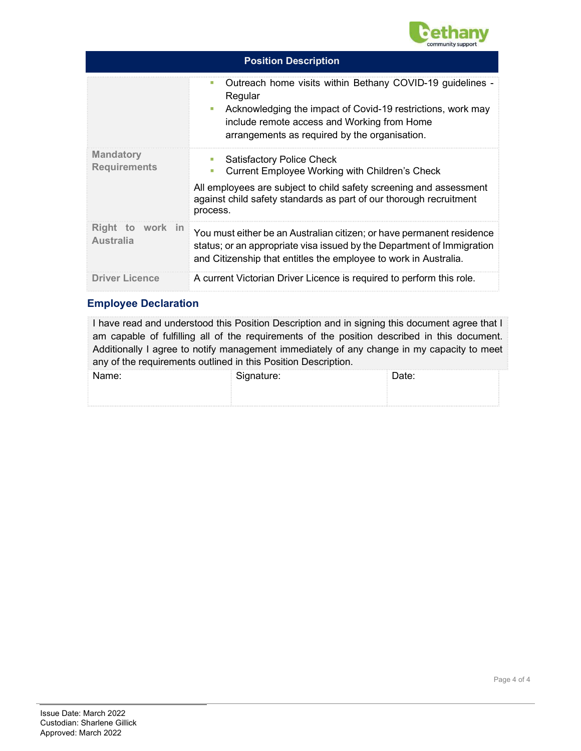## Position Description

| | |
|---|---|
| | ▪ Outreach home visits within Bethany COVID-19 guidelines - Regular<br>▪ Acknowledging the impact of Covid-19 restrictions, work may include remote access and Working from Home arrangements as required by the organisation. |
| **Mandatory Requirements** | ▪ Satisfactory Police Check<br>▪ Current Employee Working with Children's Check<br><br>All employees are subject to child safety screening and assessment against child safety standards as part of our thorough recruitment process. |
| **Right to work in Australia** | You must either be an Australian citizen; or have permanent residence status; or an appropriate visa issued by the Department of Immigration and Citizenship that entitles the employee to work in Australia. |
| **Driver Licence** | A current Victorian Driver Licence is required to perform this role. |

## Employee Declaration

I have read and understood this Position Description and in signing this document agree that I am capable of fulfilling all of the requirements of the position described in this document. Additionally I agree to notify management immediately of any change in my capacity to meet any of the requirements outlined in this Position Description.

| Name: | Signature: | Date: |
|---|---|---|
| | | |

Issue Date: March 2022
Custodian: Sharlene Gillick
Approved: March 2022